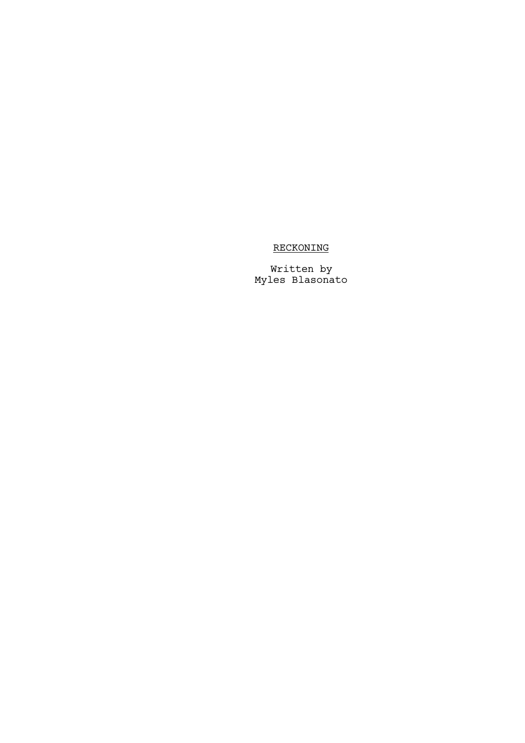# <u>RECKONING</u>

Written by
Myles Blasonato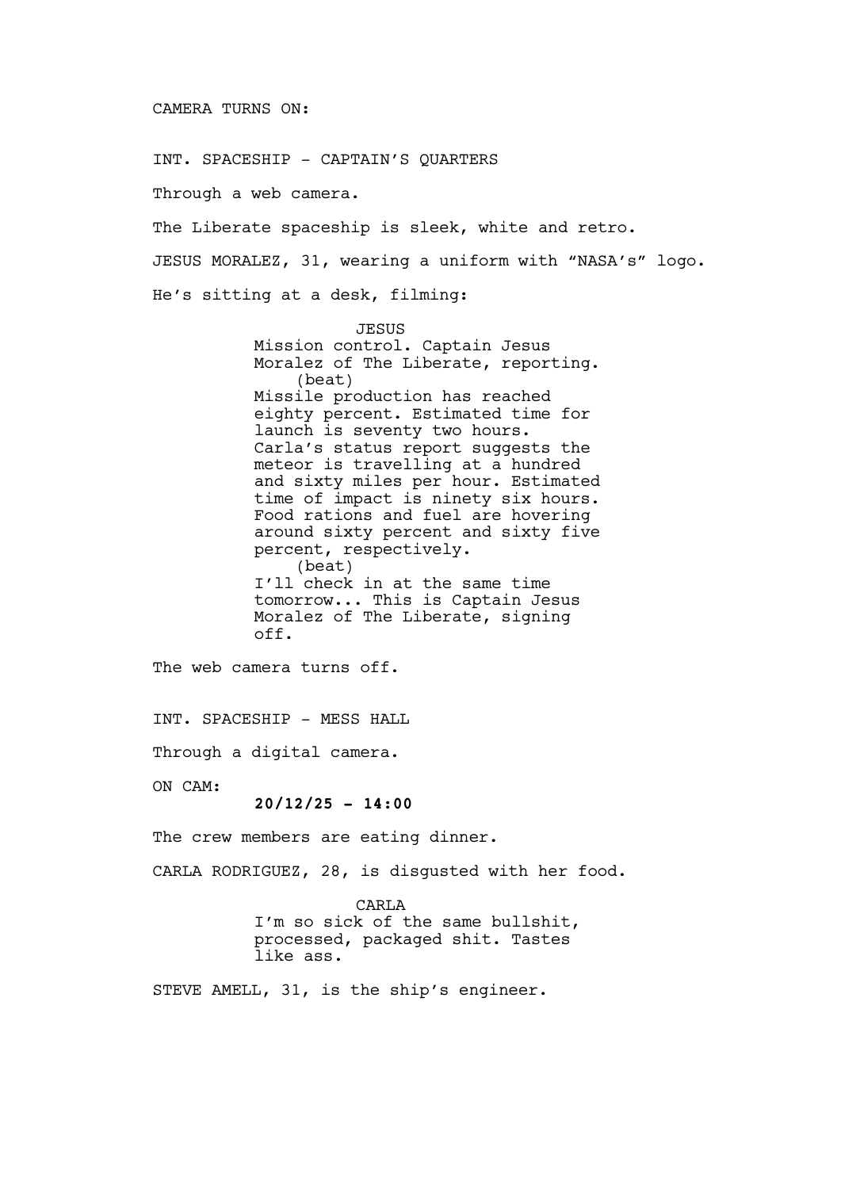CAMERA TURNS ON:

INT. SPACESHIP - CAPTAIN'S QUARTERS

Through a web camera.

The Liberate spaceship is sleek, white and retro.

JESUS MORALEZ, 31, wearing a uniform with "NASA's" logo.

He's sitting at a desk, filming:

JESUS
Mission control. Captain Jesus Moralez of The Liberate, reporting.
(beat)
Missile production has reached eighty percent. Estimated time for launch is seventy two hours. Carla's status report suggests the meteor is travelling at a hundred and sixty miles per hour. Estimated time of impact is ninety six hours. Food rations and fuel are hovering around sixty percent and sixty five percent, respectively.
(beat)
I'll check in at the same time tomorrow... This is Captain Jesus Moralez of The Liberate, signing off.

The web camera turns off.

INT. SPACESHIP - MESS HALL

Through a digital camera.

ON CAM:
**20/12/25 - 14:00**

The crew members are eating dinner.

CARLA RODRIGUEZ, 28, is disgusted with her food.

CARLA
I'm so sick of the same bullshit, processed, packaged shit. Tastes like ass.

STEVE AMELL, 31, is the ship's engineer.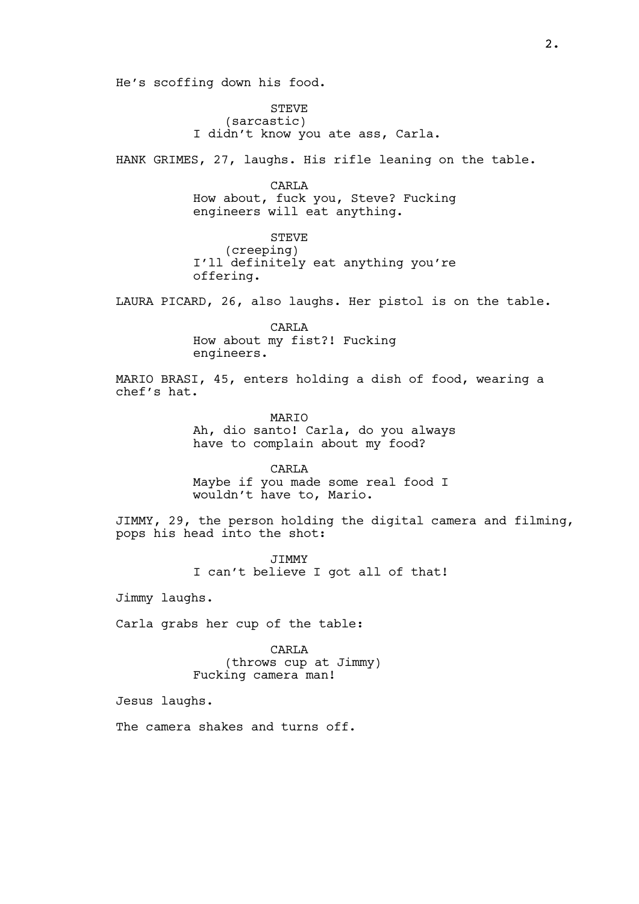He's scoffing down his food.

STEVE
(sarcastic)
I didn't know you ate ass, Carla.

HANK GRIMES, 27, laughs. His rifle leaning on the table.

CARLA
How about, fuck you, Steve? Fucking engineers will eat anything.

STEVE
(creeping)
I'll definitely eat anything you're offering.

LAURA PICARD, 26, also laughs. Her pistol is on the table.

CARLA
How about my fist?! Fucking engineers.

MARIO BRASI, 45, enters holding a dish of food, wearing a chef's hat.

MARIO
Ah, dio santo! Carla, do you always have to complain about my food?

CARLA
Maybe if you made some real food I wouldn't have to, Mario.

JIMMY, 29, the person holding the digital camera and filming, pops his head into the shot:

JIMMY
I can't believe I got all of that!

Jimmy laughs.

Carla grabs her cup of the table:

CARLA
(throws cup at Jimmy)
Fucking camera man!

Jesus laughs.

The camera shakes and turns off.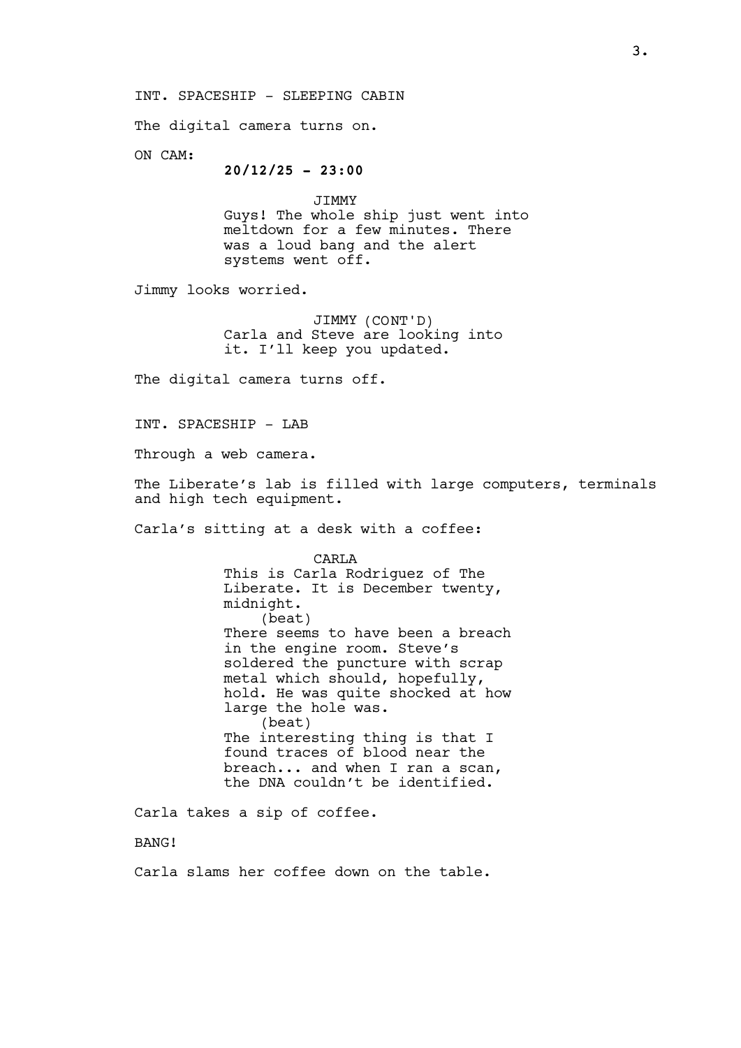INT. SPACESHIP - SLEEPING CABIN

The digital camera turns on.

ON CAM:

**20/12/25 - 23:00**

JIMMY

Guys! The whole ship just went into meltdown for a few minutes. There was a loud bang and the alert systems went off.

Jimmy looks worried.

JIMMY (CONT'D)

Carla and Steve are looking into it. I'll keep you updated.

The digital camera turns off.

INT. SPACESHIP - LAB

Through a web camera.

The Liberate's lab is filled with large computers, terminals and high tech equipment.

Carla's sitting at a desk with a coffee:

CARLA

This is Carla Rodriguez of The Liberate. It is December twenty, midnight.

(beat)

There seems to have been a breach in the engine room. Steve's soldered the puncture with scrap metal which should, hopefully, hold. He was quite shocked at how large the hole was.

(beat)

The interesting thing is that I found traces of blood near the breach... and when I ran a scan, the DNA couldn't be identified.

Carla takes a sip of coffee.

BANG!

Carla slams her coffee down on the table.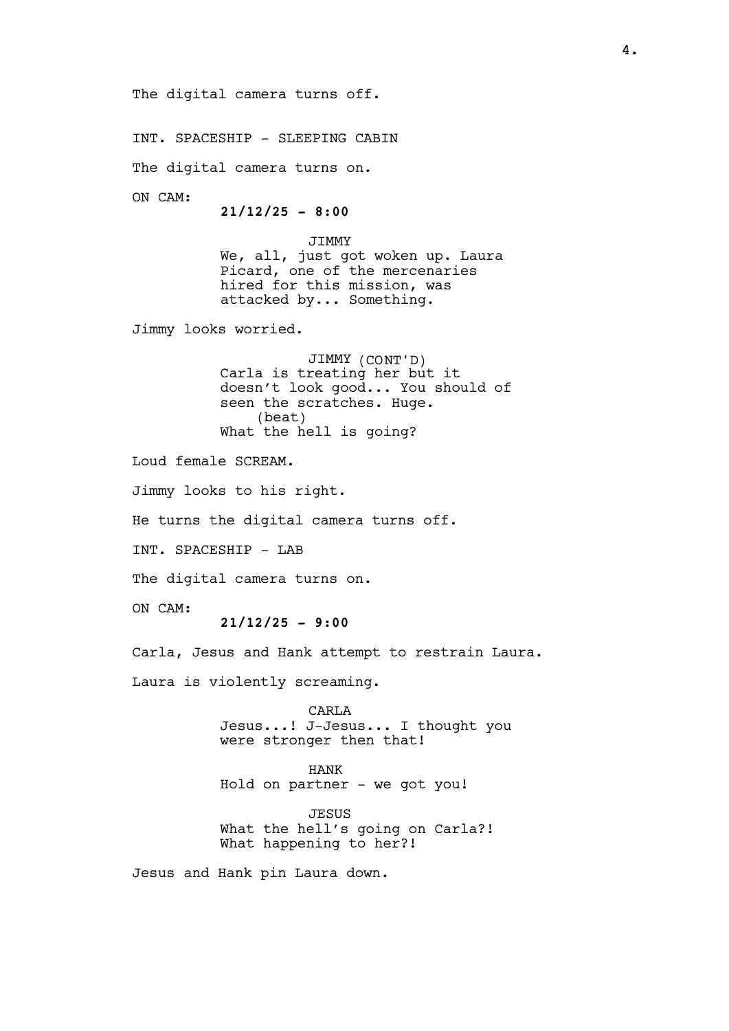The digital camera turns off.

INT. SPACESHIP - SLEEPING CABIN

The digital camera turns on.

ON CAM:

**21/12/25 - 8:00**

JIMMY
We, all, just got woken up. Laura Picard, one of the mercenaries hired for this mission, was attacked by... Something.

Jimmy looks worried.

JIMMY (CONT'D)
Carla is treating her but it doesn't look good... You should of seen the scratches. Huge.
(beat)
What the hell is going?

Loud female SCREAM.

Jimmy looks to his right.

He turns the digital camera turns off.

INT. SPACESHIP - LAB

The digital camera turns on.

ON CAM:

**21/12/25 - 9:00**

Carla, Jesus and Hank attempt to restrain Laura.

Laura is violently screaming.

CARLA
Jesus...! J-Jesus... I thought you were stronger then that!

HANK
Hold on partner - we got you!

JESUS
What the hell's going on Carla?! What happening to her?!

Jesus and Hank pin Laura down.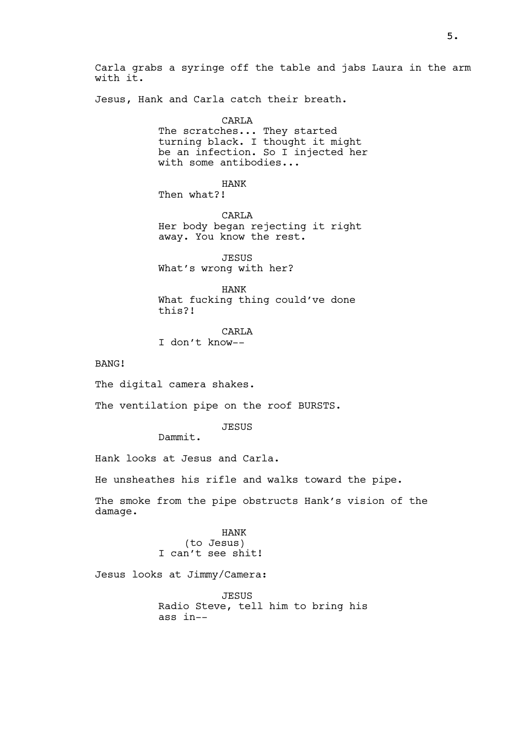Carla grabs a syringe off the table and jabs Laura in the arm with it.

Jesus, Hank and Carla catch their breath.

CARLA
The scratches... They started turning black. I thought it might be an infection. So I injected her with some antibodies...

HANK
Then what?!

CARLA
Her body began rejecting it right away. You know the rest.

JESUS
What's wrong with her?

HANK
What fucking thing could've done this?!

CARLA
I don't know--

BANG!

The digital camera shakes.

The ventilation pipe on the roof BURSTS.

JESUS
Dammit.

Hank looks at Jesus and Carla.

He unsheathes his rifle and walks toward the pipe.

The smoke from the pipe obstructs Hank's vision of the damage.

HANK
(to Jesus)
I can't see shit!

Jesus looks at Jimmy/Camera:

JESUS
Radio Steve, tell him to bring his ass in--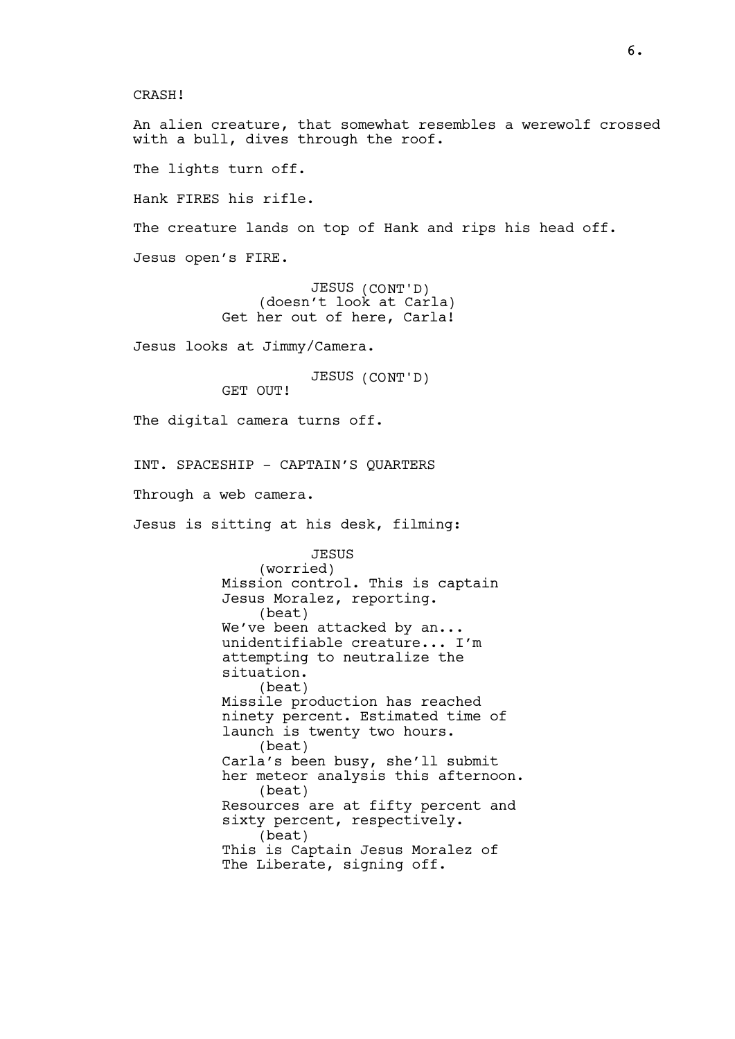CRASH!

An alien creature, that somewhat resembles a werewolf crossed with a bull, dives through the roof.

The lights turn off.

Hank FIRES his rifle.

The creature lands on top of Hank and rips his head off.

Jesus open's FIRE.

JESUS (CONT'D)
(doesn't look at Carla)
Get her out of here, Carla!

Jesus looks at Jimmy/Camera.

JESUS (CONT'D)
GET OUT!

The digital camera turns off.

INT. SPACESHIP - CAPTAIN'S QUARTERS

Through a web camera.

Jesus is sitting at his desk, filming:

JESUS
(worried)
Mission control. This is captain Jesus Moralez, reporting.
(beat)
We've been attacked by an... unidentifiable creature... I'm attempting to neutralize the situation.
(beat)
Missile production has reached ninety percent. Estimated time of launch is twenty two hours.
(beat)
Carla's been busy, she'll submit her meteor analysis this afternoon.
(beat)
Resources are at fifty percent and sixty percent, respectively.
(beat)
This is Captain Jesus Moralez of The Liberate, signing off.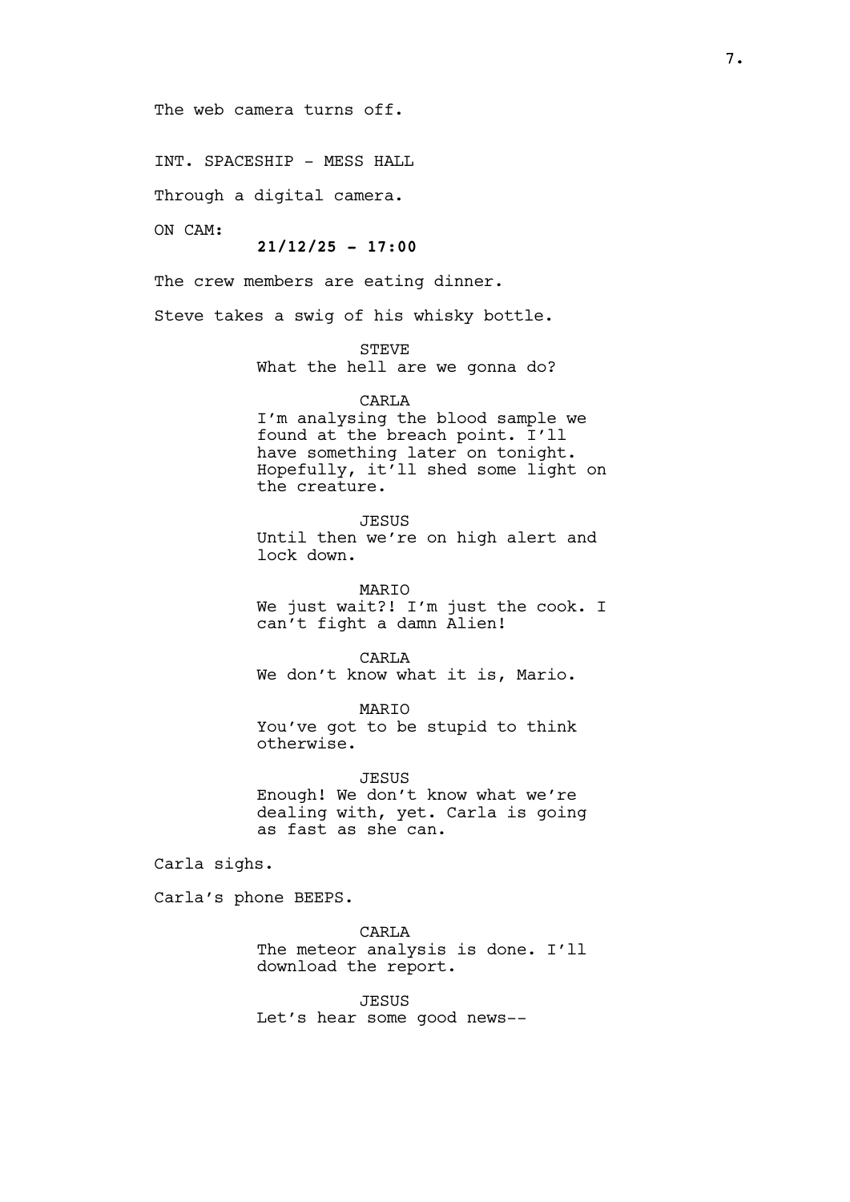The web camera turns off.

INT. SPACESHIP - MESS HALL

Through a digital camera.

ON CAM:

**21/12/25 - 17:00**

The crew members are eating dinner.

Steve takes a swig of his whisky bottle.

STEVE
What the hell are we gonna do?

CARLA
I'm analysing the blood sample we found at the breach point. I'll have something later on tonight. Hopefully, it'll shed some light on the creature.

JESUS
Until then we're on high alert and lock down.

MARIO
We just wait?! I'm just the cook. I can't fight a damn Alien!

CARLA
We don't know what it is, Mario.

MARIO
You've got to be stupid to think otherwise.

JESUS
Enough! We don't know what we're dealing with, yet. Carla is going as fast as she can.

Carla sighs.

Carla's phone BEEPS.

CARLA
The meteor analysis is done. I'll download the report.

JESUS
Let's hear some good news--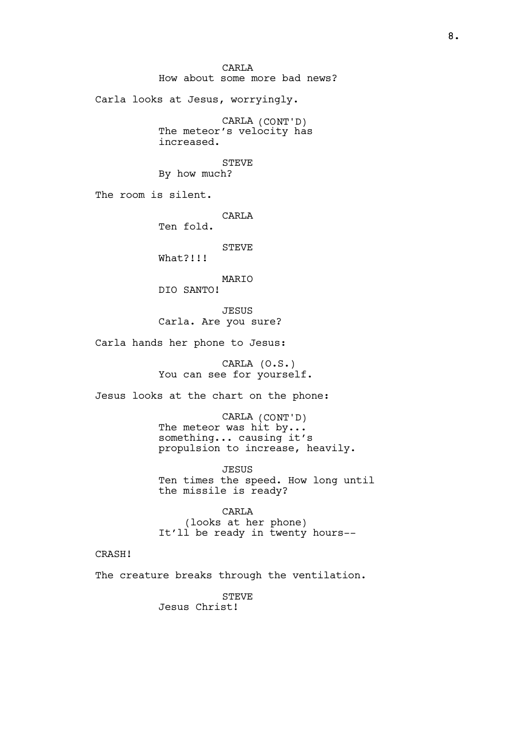CARLA
How about some more bad news?

Carla looks at Jesus, worryingly.

CARLA (CONT'D)
The meteor's velocity has increased.

STEVE
By how much?

The room is silent.

CARLA
Ten fold.

STEVE
What?!!!

MARIO
DIO SANTO!

JESUS
Carla. Are you sure?

Carla hands her phone to Jesus:

CARLA (O.S.)
You can see for yourself.

Jesus looks at the chart on the phone:

CARLA (CONT'D)
The meteor was hit by... something... causing it's propulsion to increase, heavily.

JESUS
Ten times the speed. How long until the missile is ready?

CARLA
(looks at her phone)
It'll be ready in twenty hours--

CRASH!

The creature breaks through the ventilation.

STEVE
Jesus Christ!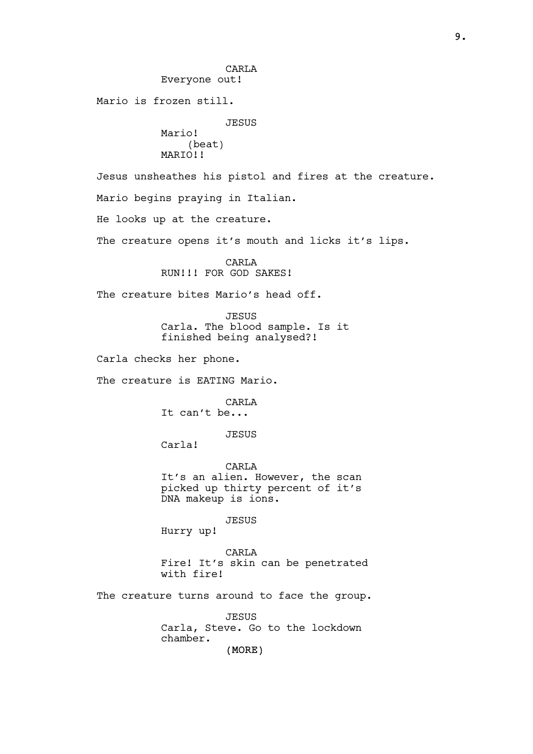CARLA
Everyone out!

Mario is frozen still.

JESUS
Mario!
(beat)
MARIO!!

Jesus unsheathes his pistol and fires at the creature.

Mario begins praying in Italian.

He looks up at the creature.

The creature opens it's mouth and licks it's lips.

CARLA
RUN!!! FOR GOD SAKES!

The creature bites Mario's head off.

JESUS
Carla. The blood sample. Is it finished being analysed?!

Carla checks her phone.

The creature is EATING Mario.

CARLA
It can't be...

JESUS
Carla!

CARLA
It's an alien. However, the scan picked up thirty percent of it's DNA makeup is ions.

JESUS
Hurry up!

CARLA
Fire! It's skin can be penetrated with fire!

The creature turns around to face the group.

JESUS
Carla, Steve. Go to the lockdown chamber.
(MORE)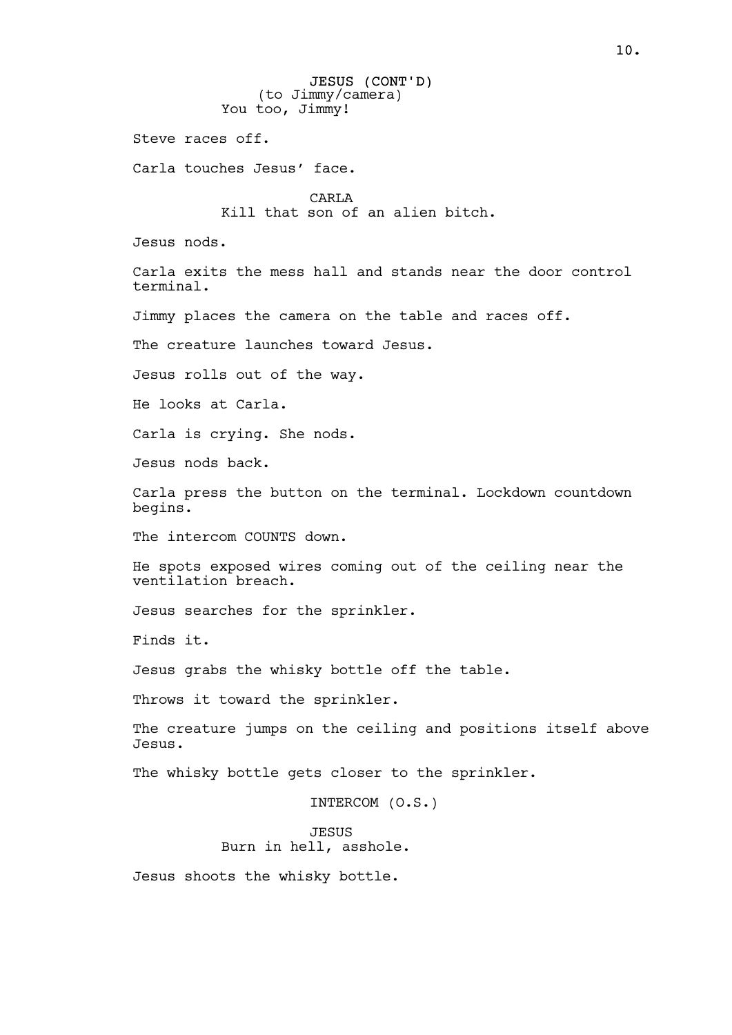JESUS (CONT'D)
(to Jimmy/camera)
You too, Jimmy!

Steve races off.

Carla touches Jesus' face.

CARLA
Kill that son of an alien bitch.

Jesus nods.

Carla exits the mess hall and stands near the door control terminal.

Jimmy places the camera on the table and races off.

The creature launches toward Jesus.

Jesus rolls out of the way.

He looks at Carla.

Carla is crying. She nods.

Jesus nods back.

Carla press the button on the terminal. Lockdown countdown begins.

The intercom COUNTS down.

He spots exposed wires coming out of the ceiling near the ventilation breach.

Jesus searches for the sprinkler.

Finds it.

Jesus grabs the whisky bottle off the table.

Throws it toward the sprinkler.

The creature jumps on the ceiling and positions itself above Jesus.

The whisky bottle gets closer to the sprinkler.

INTERCOM (O.S.)

JESUS
Burn in hell, asshole.

Jesus shoots the whisky bottle.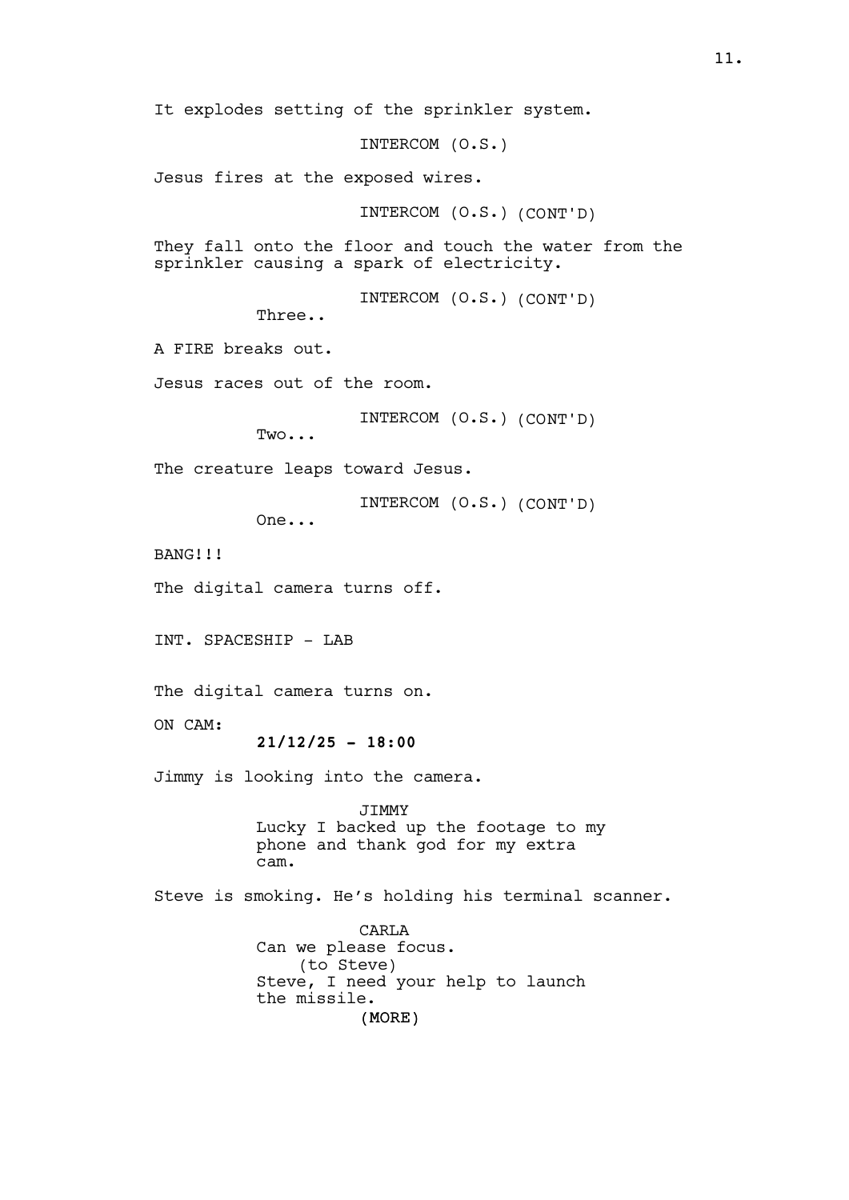It explodes setting of the sprinkler system.

INTERCOM (O.S.)

Jesus fires at the exposed wires.

INTERCOM (O.S.) (CONT'D)

They fall onto the floor and touch the water from the sprinkler causing a spark of electricity.

INTERCOM (O.S.) (CONT'D)
Three..

A FIRE breaks out.

Jesus races out of the room.

INTERCOM (O.S.) (CONT'D)
Two...

The creature leaps toward Jesus.

INTERCOM (O.S.) (CONT'D)
One...

BANG!!!

The digital camera turns off.

INT. SPACESHIP - LAB

The digital camera turns on.

ON CAM:
**21/12/25 - 18:00**

Jimmy is looking into the camera.

JIMMY
Lucky I backed up the footage to my phone and thank god for my extra cam.

Steve is smoking. He's holding his terminal scanner.

CARLA
Can we please focus.
(to Steve)
Steve, I need your help to launch the missile.
(MORE)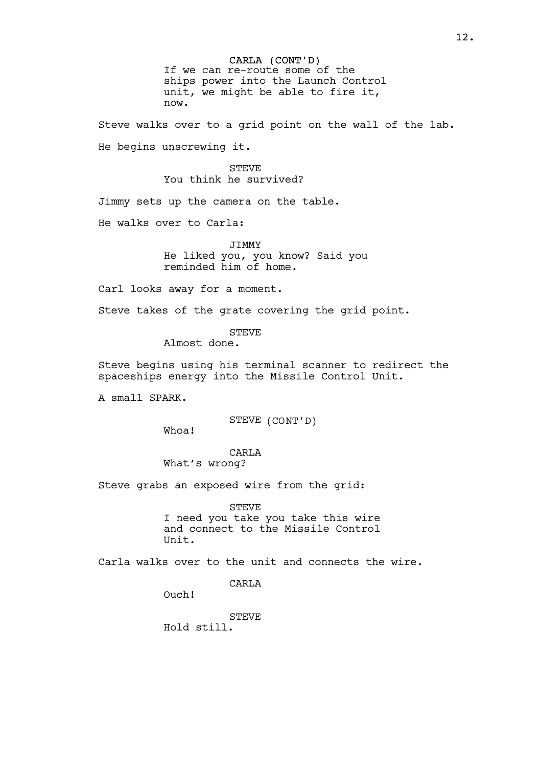CARLA (CONT'D)
If we can re-route some of the ships power into the Launch Control unit, we might be able to fire it, now.

Steve walks over to a grid point on the wall of the lab.

He begins unscrewing it.

STEVE
You think he survived?

Jimmy sets up the camera on the table.

He walks over to Carla:

JIMMY
He liked you, you know? Said you reminded him of home.

Carl looks away for a moment.

Steve takes of the grate covering the grid point.

STEVE
Almost done.

Steve begins using his terminal scanner to redirect the spaceships energy into the Missile Control Unit.

A small SPARK.

STEVE (CONT'D)
Whoa!

CARLA
What’s wrong?

Steve grabs an exposed wire from the grid:

STEVE
I need you take you take this wire and connect to the Missile Control Unit.

Carla walks over to the unit and connects the wire.

CARLA
Ouch!

STEVE
Hold still.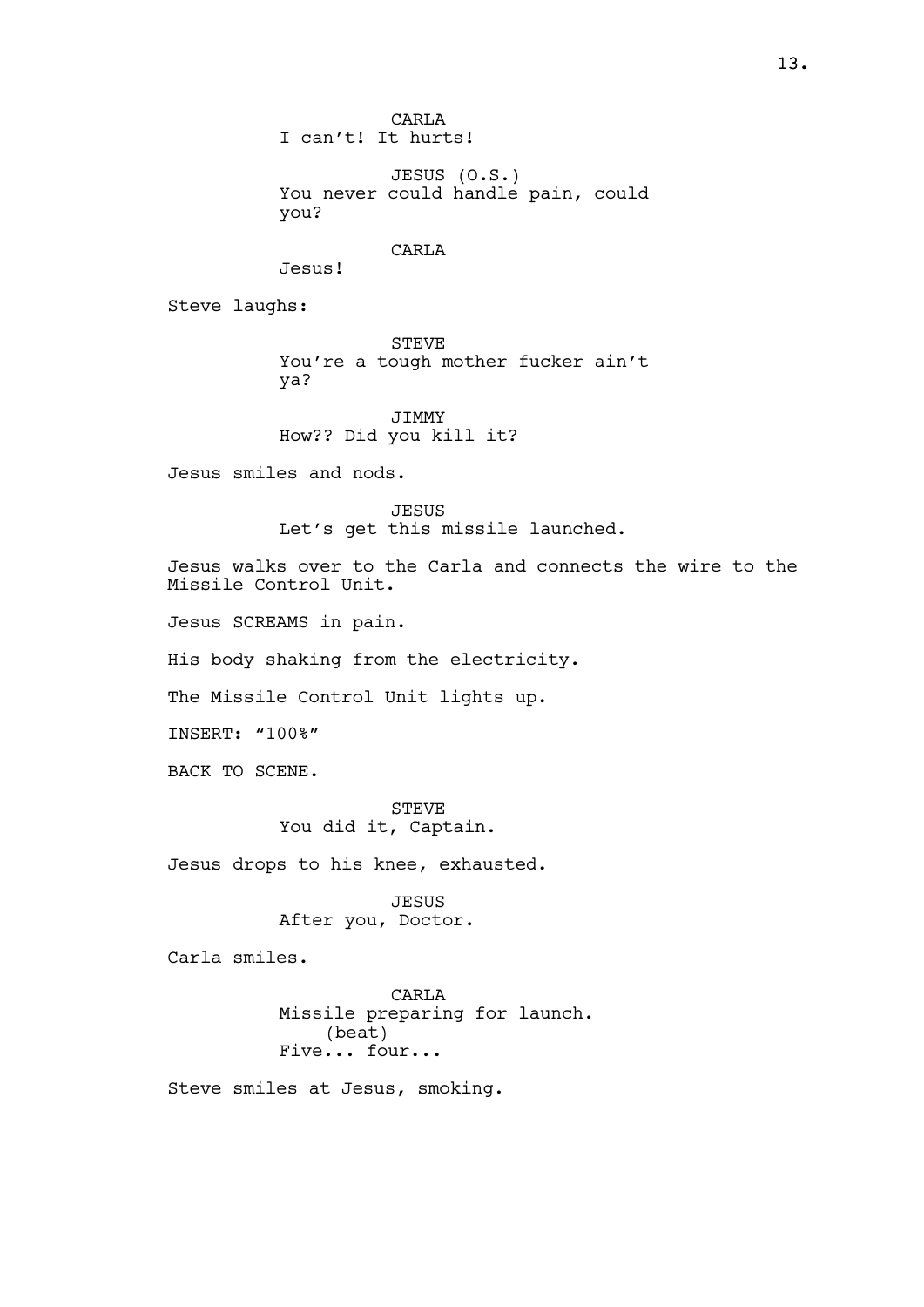CARLA
I can't! It hurts!

JESUS (O.S.)
You never could handle pain, could you?

CARLA
Jesus!

Steve laughs:

STEVE
You're a tough mother fucker ain't ya?

JIMMY
How?? Did you kill it?

Jesus smiles and nods.

JESUS
Let's get this missile launched.

Jesus walks over to the Carla and connects the wire to the Missile Control Unit.

Jesus SCREAMS in pain.

His body shaking from the electricity.

The Missile Control Unit lights up.

INSERT: "100%"

BACK TO SCENE.

STEVE
You did it, Captain.

Jesus drops to his knee, exhausted.

JESUS
After you, Doctor.

Carla smiles.

CARLA
Missile preparing for launch.
(beat)
Five... four...

Steve smiles at Jesus, smoking.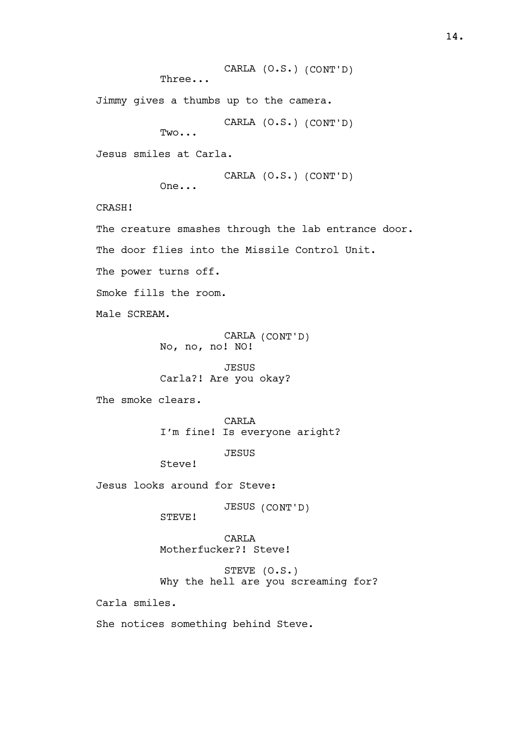CARLA (O.S.) (CONT'D)
Three...

Jimmy gives a thumbs up to the camera.

CARLA (O.S.) (CONT'D)
Two...

Jesus smiles at Carla.

CARLA (O.S.) (CONT'D)
One...

CRASH!

The creature smashes through the lab entrance door.

The door flies into the Missile Control Unit.

The power turns off.

Smoke fills the room.

Male SCREAM.

CARLA (CONT'D)
No, no, no! NO!

JESUS
Carla?! Are you okay?

The smoke clears.

CARLA
I'm fine! Is everyone aright?

JESUS
Steve!

Jesus looks around for Steve:

JESUS (CONT'D)
STEVE!

CARLA
Motherfucker?! Steve!

STEVE (O.S.)
Why the hell are you screaming for?

Carla smiles.

She notices something behind Steve.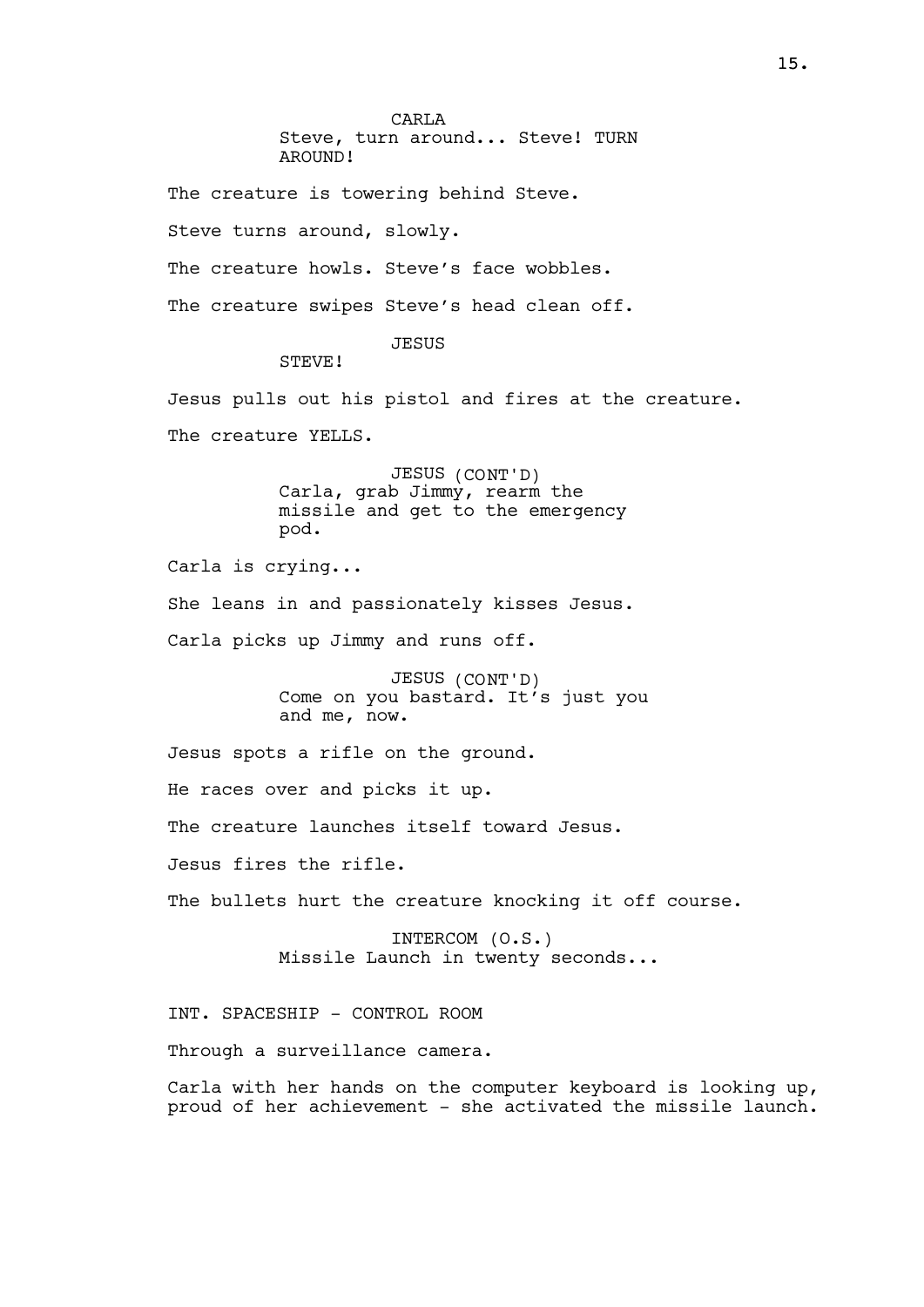CARLA
Steve, turn around... Steve! TURN AROUND!

The creature is towering behind Steve.

Steve turns around, slowly.

The creature howls. Steve's face wobbles.

The creature swipes Steve's head clean off.

JESUS
STEVE!

Jesus pulls out his pistol and fires at the creature.

The creature YELLS.

JESUS (CONT'D)
Carla, grab Jimmy, rearm the missile and get to the emergency pod.

Carla is crying...

She leans in and passionately kisses Jesus.

Carla picks up Jimmy and runs off.

JESUS (CONT'D)
Come on you bastard. It's just you and me, now.

Jesus spots a rifle on the ground.

He races over and picks it up.

The creature launches itself toward Jesus.

Jesus fires the rifle.

The bullets hurt the creature knocking it off course.

INTERCOM (O.S.)
Missile Launch in twenty seconds...

INT. SPACESHIP - CONTROL ROOM

Through a surveillance camera.

Carla with her hands on the computer keyboard is looking up, proud of her achievement - she activated the missile launch.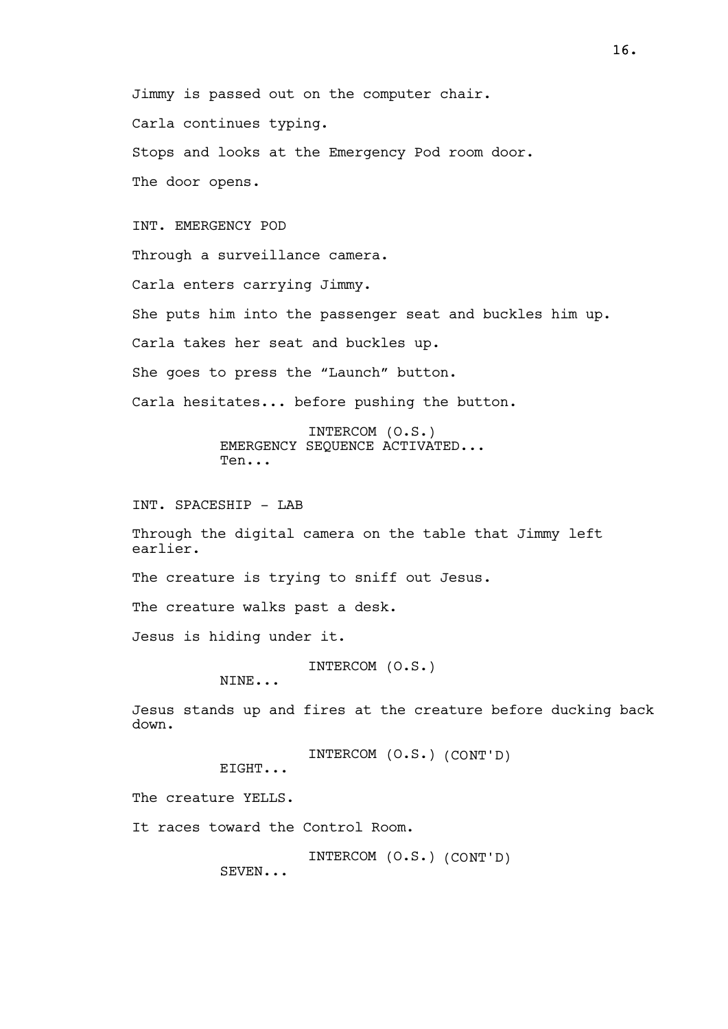Jimmy is passed out on the computer chair.

Carla continues typing.

Stops and looks at the Emergency Pod room door.

The door opens.

INT. EMERGENCY POD

Through a surveillance camera.

Carla enters carrying Jimmy.

She puts him into the passenger seat and buckles him up.

Carla takes her seat and buckles up.

She goes to press the "Launch" button.

Carla hesitates... before pushing the button.

INTERCOM (O.S.)
EMERGENCY SEQUENCE ACTIVATED...
Ten...

INT. SPACESHIP - LAB

Through the digital camera on the table that Jimmy left earlier.

The creature is trying to sniff out Jesus.

The creature walks past a desk.

Jesus is hiding under it.

INTERCOM (O.S.)
NINE...

Jesus stands up and fires at the creature before ducking back down.

INTERCOM (O.S.) (CONT'D)
EIGHT...

The creature YELLS.

It races toward the Control Room.

INTERCOM (O.S.) (CONT'D)
SEVEN...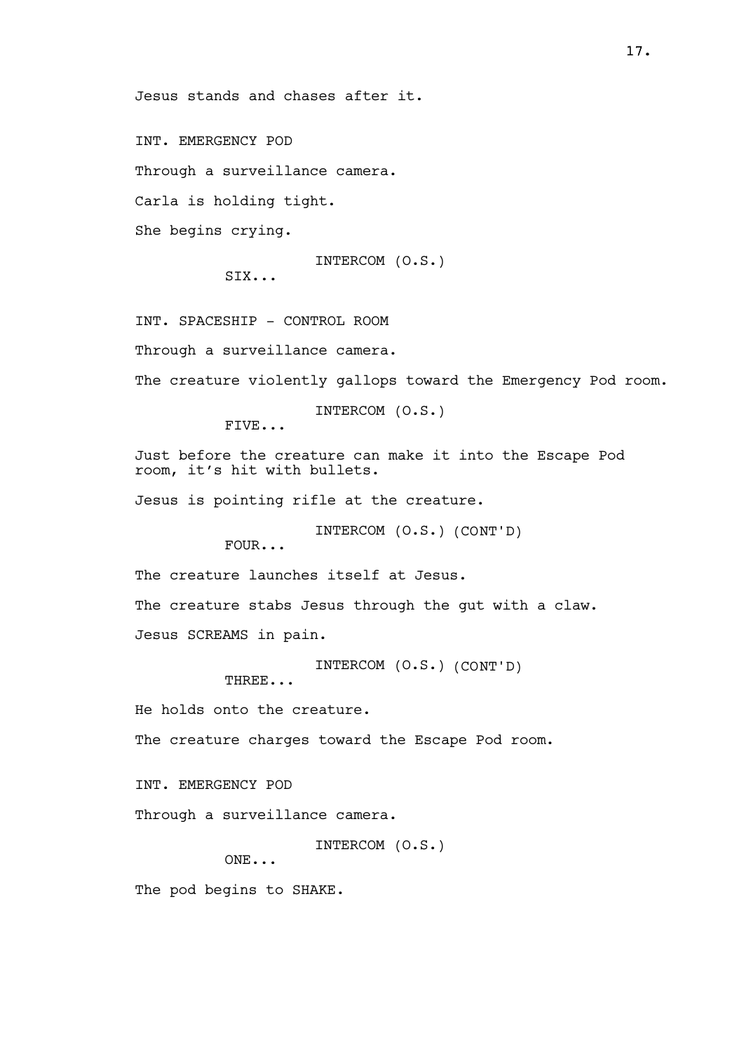Jesus stands and chases after it.

INT. EMERGENCY POD

Through a surveillance camera.

Carla is holding tight.

She begins crying.

INTERCOM (O.S.)
SIX...

INT. SPACESHIP - CONTROL ROOM

Through a surveillance camera.

The creature violently gallops toward the Emergency Pod room.

INTERCOM (O.S.)
FIVE...

Just before the creature can make it into the Escape Pod room, it's hit with bullets.

Jesus is pointing rifle at the creature.

INTERCOM (O.S.) (CONT'D)
FOUR...

The creature launches itself at Jesus.

The creature stabs Jesus through the gut with a claw.

Jesus SCREAMS in pain.

INTERCOM (O.S.) (CONT'D)
THREE...

He holds onto the creature.

The creature charges toward the Escape Pod room.

INT. EMERGENCY POD

Through a surveillance camera.

INTERCOM (O.S.)
ONE...

The pod begins to SHAKE.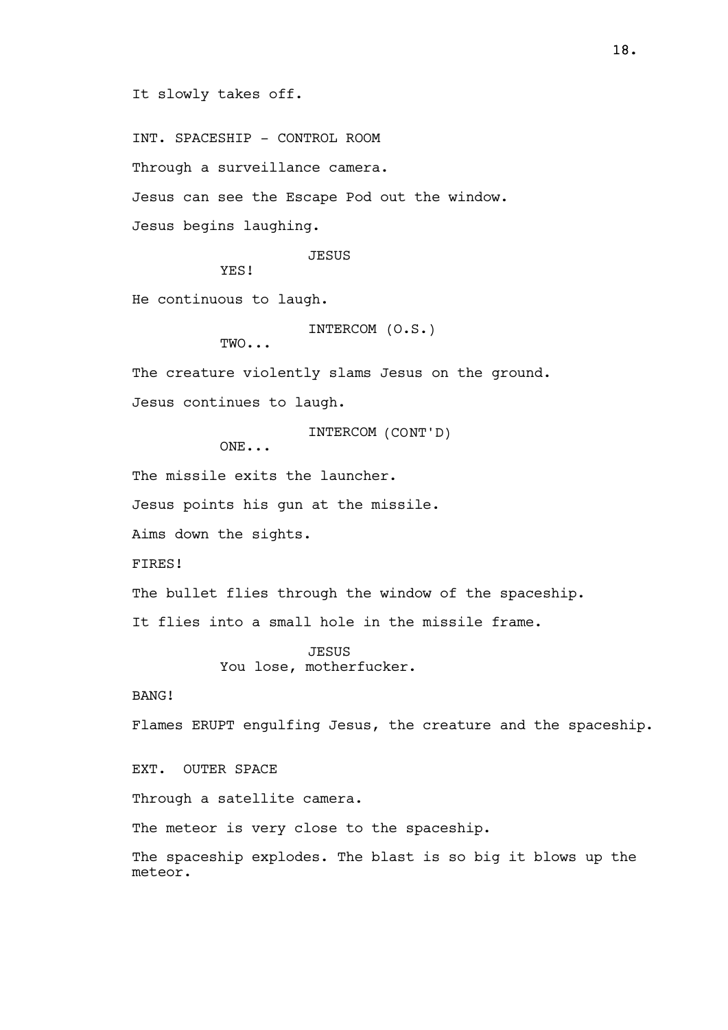It slowly takes off.

INT. SPACESHIP - CONTROL ROOM

Through a surveillance camera.

Jesus can see the Escape Pod out the window.

Jesus begins laughing.

JESUS
YES!

He continuous to laugh.

INTERCOM (O.S.)
TWO...

The creature violently slams Jesus on the ground.

Jesus continues to laugh.

INTERCOM (CONT'D)
ONE...

The missile exits the launcher.

Jesus points his gun at the missile.

Aims down the sights.

FIRES!

The bullet flies through the window of the spaceship.

It flies into a small hole in the missile frame.

JESUS
You lose, motherfucker.

BANG!

Flames ERUPT engulfing Jesus, the creature and the spaceship.

EXT. OUTER SPACE

Through a satellite camera.

The meteor is very close to the spaceship.

The spaceship explodes. The blast is so big it blows up the meteor.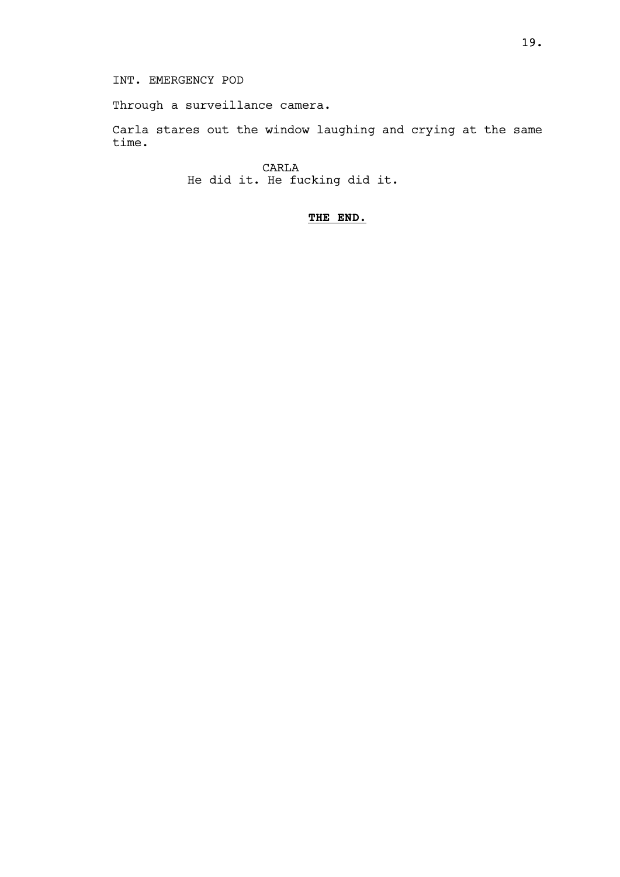INT. EMERGENCY POD

Through a surveillance camera.

Carla stares out the window laughing and crying at the same time.

CARLA
He did it. He fucking did it.

**THE END.**